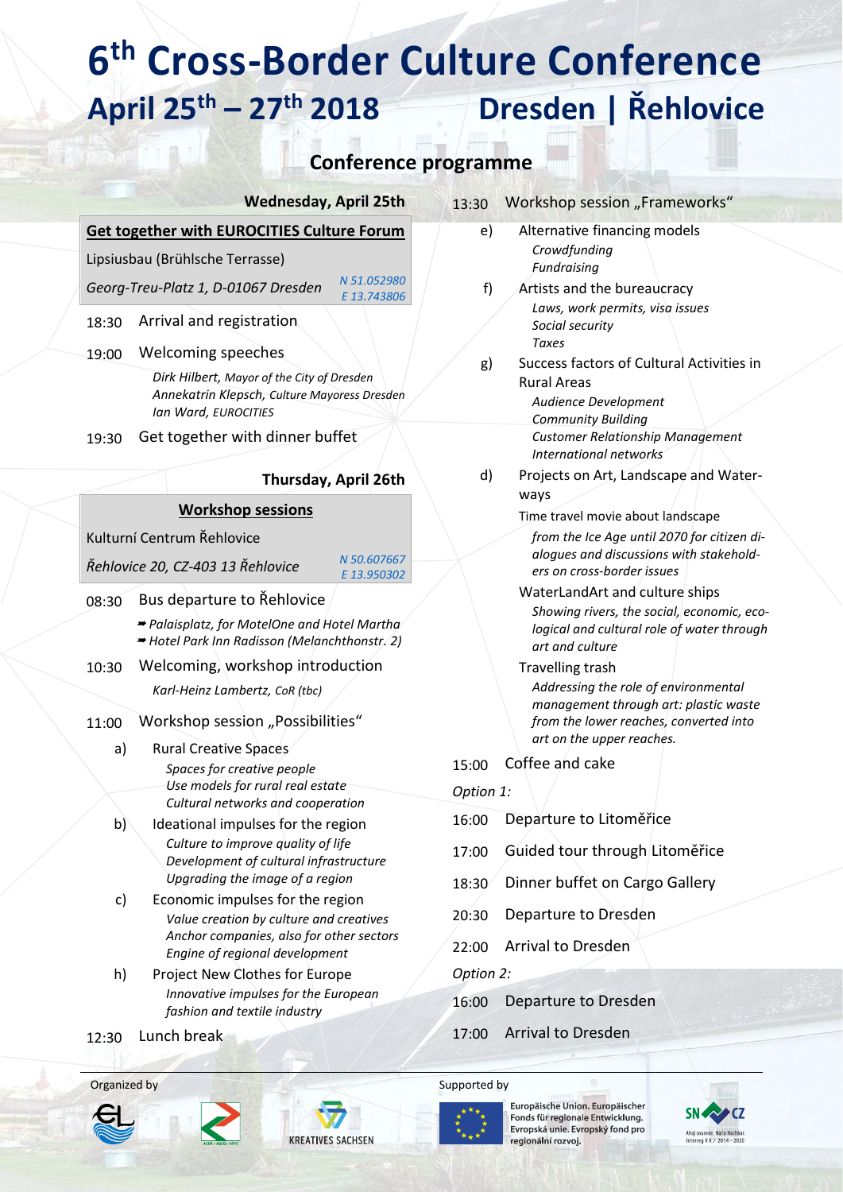# 6th Cross-Border Culture Conference

## April 25th – 27th 2018 — Dresden | Řehlovice

## Conference programme

### Wednesday, April 25th

**Get together with EUROCITIES Culture Forum**

Lipsiusbau (Brühlsche Terrasse)

*Georg-Treu-Platz 1, D-01067 Dresden* — *N 51.052980 E 13.743806*

18:30 Arrival and registration

19:00 Welcoming speeches

*Dirk Hilbert, Mayor of the City of Dresden*
*Annekatrin Klepsch, Culture Mayoress Dresden*
*Ian Ward, EUROCITIES*

19:30 Get together with dinner buffet

### Thursday, April 26th

**Workshop sessions**

Kulturní Centrum Řehlovice

*Řehlovice 20, CZ-403 13 Řehlovice* — *N 50.607667 E 13.950302*

08:30 Bus departure to Řehlovice

- *Palaisplatz, for MotelOne and Hotel Martha*
- *Hotel Park Inn Radisson (Melanchthonstr. 2)*

10:30 Welcoming, workshop introduction

*Karl-Heinz Lambertz, CoR (tbc)*

11:00 Workshop session „Possibilities“

a) Rural Creative Spaces
*Spaces for creative people*
*Use models for rural real estate*
*Cultural networks and cooperation*

b) Ideational impulses for the region
*Culture to improve quality of life*
*Development of cultural infrastructure*
*Upgrading the image of a region*

c) Economic impulses for the region
*Value creation by culture and creatives*
*Anchor companies, also for other sectors*
*Engine of regional development*

h) Project New Clothes for Europe
*Innovative impulses for the European fashion and textile industry*

12:30 Lunch break

13:30 Workshop session „Frameworks“

e) Alternative financing models
*Crowdfunding*
*Fundraising*

f) Artists and the bureaucracy
*Laws, work permits, visa issues*
*Social security*
*Taxes*

g) Success factors of Cultural Activities in Rural Areas
*Audience Development*
*Community Building*
*Customer Relationship Management*
*International networks*

d) Projects on Art, Landscape and Waterways

Time travel movie about landscape
*from the Ice Age until 2070 for citizen dialogues and discussions with stakeholders on cross-border issues*

WaterLandArt and culture ships
*Showing rivers, the social, economic, ecological and cultural role of water through art and culture*

Travelling trash
*Addressing the role of environmental management through art: plastic waste from the lower reaches, converted into art on the upper reaches.*

15:00 Coffee and cake

*Option 1:*

16:00 Departure to Litoměřice

17:00 Guided tour through Litoměřice

18:30 Dinner buffet on Cargo Gallery

20:30 Departure to Dresden

22:00 Arrival to Dresden

*Option 2:*

16:00 Departure to Dresden

17:00 Arrival to Dresden

---

Organized by: KREATIVES SACHSEN

Supported by: Europäische Union. Europäischer Fonds für regionale Entwicklung. Evropská unie. Evropský fond pro regionální rozvoj. — SN CZ, Ahoj sousede. Hallo Nachbar. Interreg V A / 2014 – 2020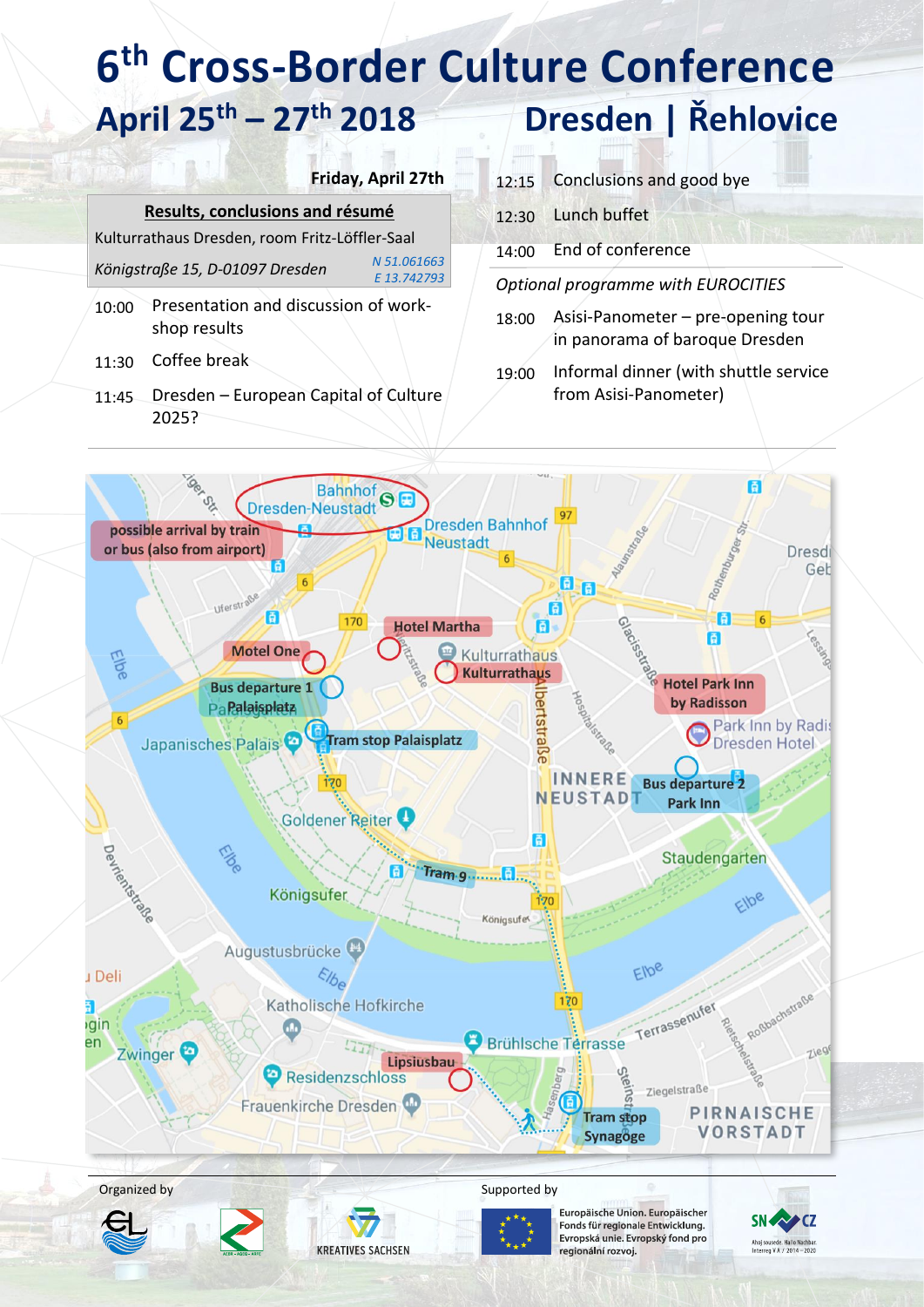# 6th Cross-Border Culture Conference

## April 25th – 27th 2018 Dresden | Řehlovice

**Friday, April 27th**

**Results, conclusions and résumé**

Kulturrathaus Dresden, room Fritz-Löffler-Saal

*Königstraße 15, D-01097 Dresden* *N 51.061663 E 13.742793*

| | |
|---|---|
| 10:00 | Presentation and discussion of workshop results |
| 11:30 | Coffee break |
| 11:45 | Dresden – European Capital of Culture 2025? |
| 12:15 | Conclusions and good bye |
| 12:30 | Lunch buffet |
| 14:00 | End of conference |

*Optional programme with EUROCITIES*

| | |
|---|---|
| 18:00 | Asisi-Panometer – pre-opening tour in panorama of baroque Dresden |
| 19:00 | Informal dinner (with shuttle service from Asisi-Panometer) |

Bahnhof Dresden-Neustadt

possible arrival by train or bus (also from airport)

Hotel Martha

Motel One

Kulturrathaus

Bus departure 1 Palaisplatz

Tram stop Palaisplatz

Hotel Park Inn by Radisson

Bus departure 2 Park Inn

Tram 9

Lipsiusbau

Tram stop Synagoge

Organized by

KREATIVES SACHSEN

Supported by

Europäische Union. Europäischer Fonds für regionale Entwicklung. Evropská unie. Evropský fond pro regionální rozvoj.

SN CZ Ahoj sousede. Hallo Nachbar. Interreg V A / 2014 – 2020